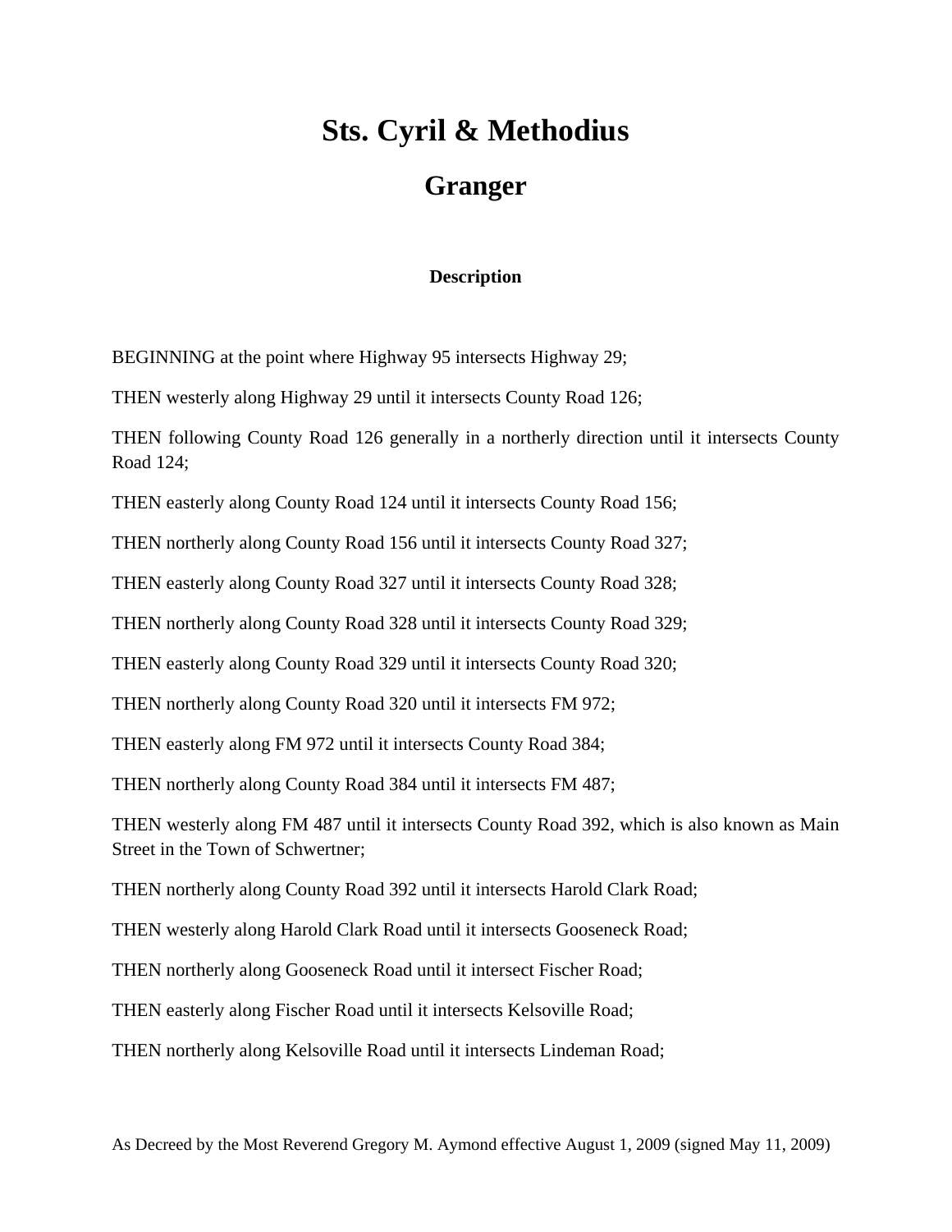# Sts. Cyril & Methodius

## Granger

**Description**

BEGINNING at the point where Highway 95 intersects Highway 29;

THEN westerly along Highway 29 until it intersects County Road 126;

THEN following County Road 126 generally in a northerly direction until it intersects County Road 124;

THEN easterly along County Road 124 until it intersects County Road 156;

THEN northerly along County Road 156 until it intersects County Road 327;

THEN easterly along County Road 327 until it intersects County Road 328;

THEN northerly along County Road 328 until it intersects County Road 329;

THEN easterly along County Road 329 until it intersects County Road 320;

THEN northerly along County Road 320 until it intersects FM 972;

THEN easterly along FM 972 until it intersects County Road 384;

THEN northerly along County Road 384 until it intersects FM 487;

THEN westerly along FM 487 until it intersects County Road 392, which is also known as Main Street in the Town of Schwertner;

THEN northerly along County Road 392 until it intersects Harold Clark Road;

THEN westerly along Harold Clark Road until it intersects Gooseneck Road;

THEN northerly along Gooseneck Road until it intersect Fischer Road;

THEN easterly along Fischer Road until it intersects Kelsoville Road;

THEN northerly along Kelsoville Road until it intersects Lindeman Road;

As Decreed by the Most Reverend Gregory M. Aymond effective August 1, 2009 (signed May 11, 2009)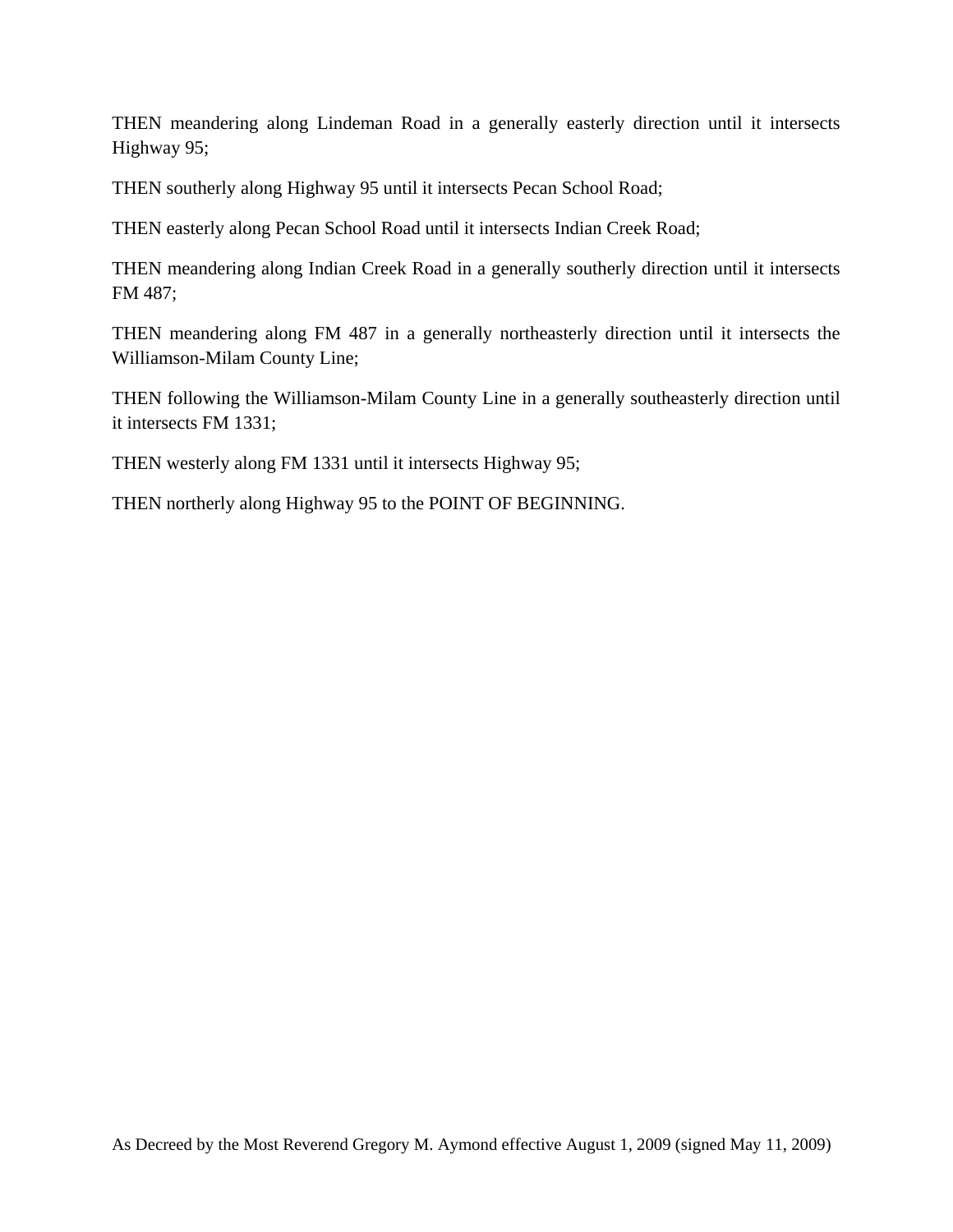THEN meandering along Lindeman Road in a generally easterly direction until it intersects Highway 95;

THEN southerly along Highway 95 until it intersects Pecan School Road;

THEN easterly along Pecan School Road until it intersects Indian Creek Road;

THEN meandering along Indian Creek Road in a generally southerly direction until it intersects FM 487;

THEN meandering along FM 487 in a generally northeasterly direction until it intersects the Williamson-Milam County Line;

THEN following the Williamson-Milam County Line in a generally southeasterly direction until it intersects FM 1331;

THEN westerly along FM 1331 until it intersects Highway 95;

THEN northerly along Highway 95 to the POINT OF BEGINNING.

As Decreed by the Most Reverend Gregory M. Aymond effective August 1, 2009 (signed May 11, 2009)